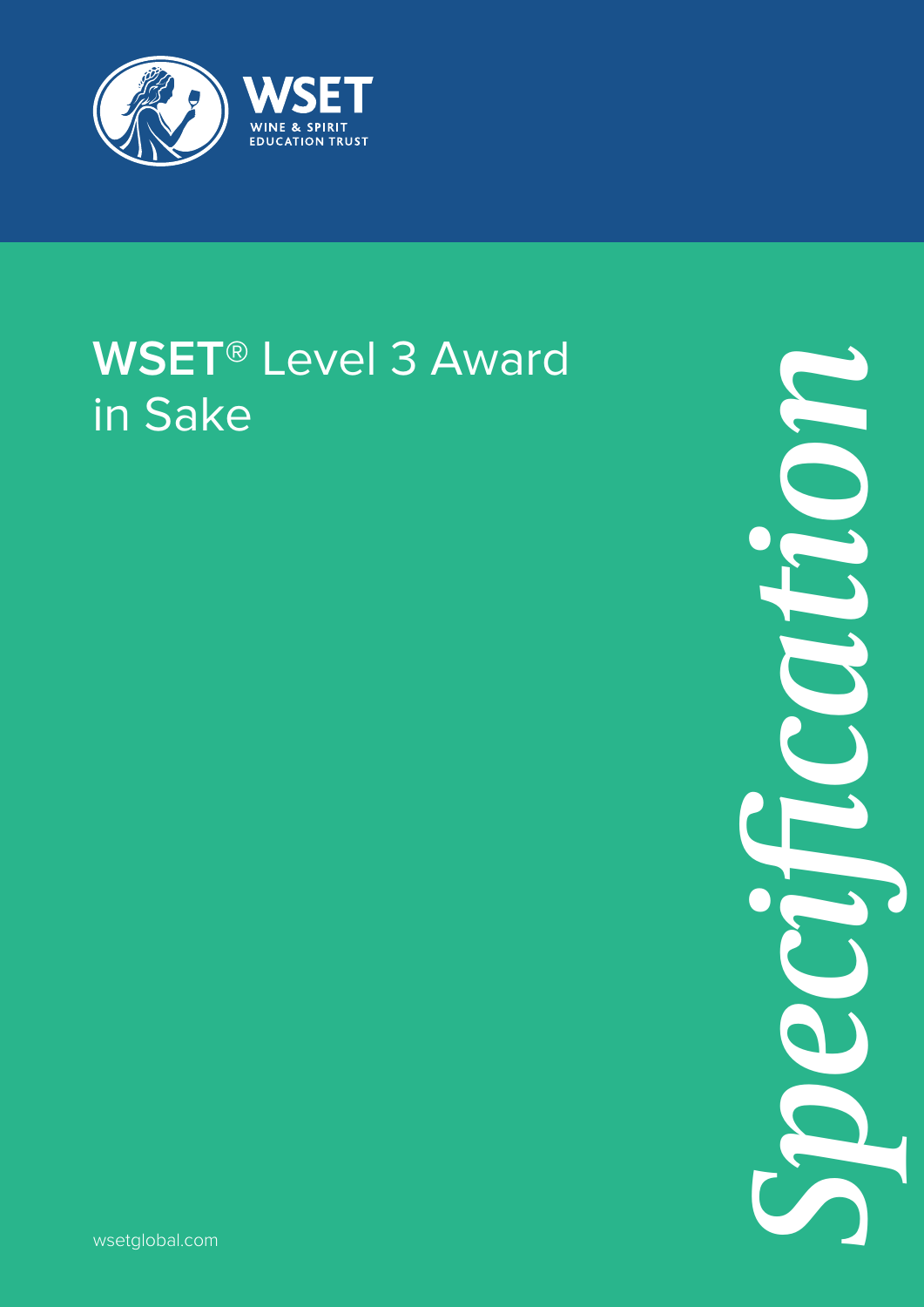WSET
WINE & SPIRIT
EDUCATION TRUST

# WSET® Level 3 Award in Sake

*Specification*

wsetglobal.com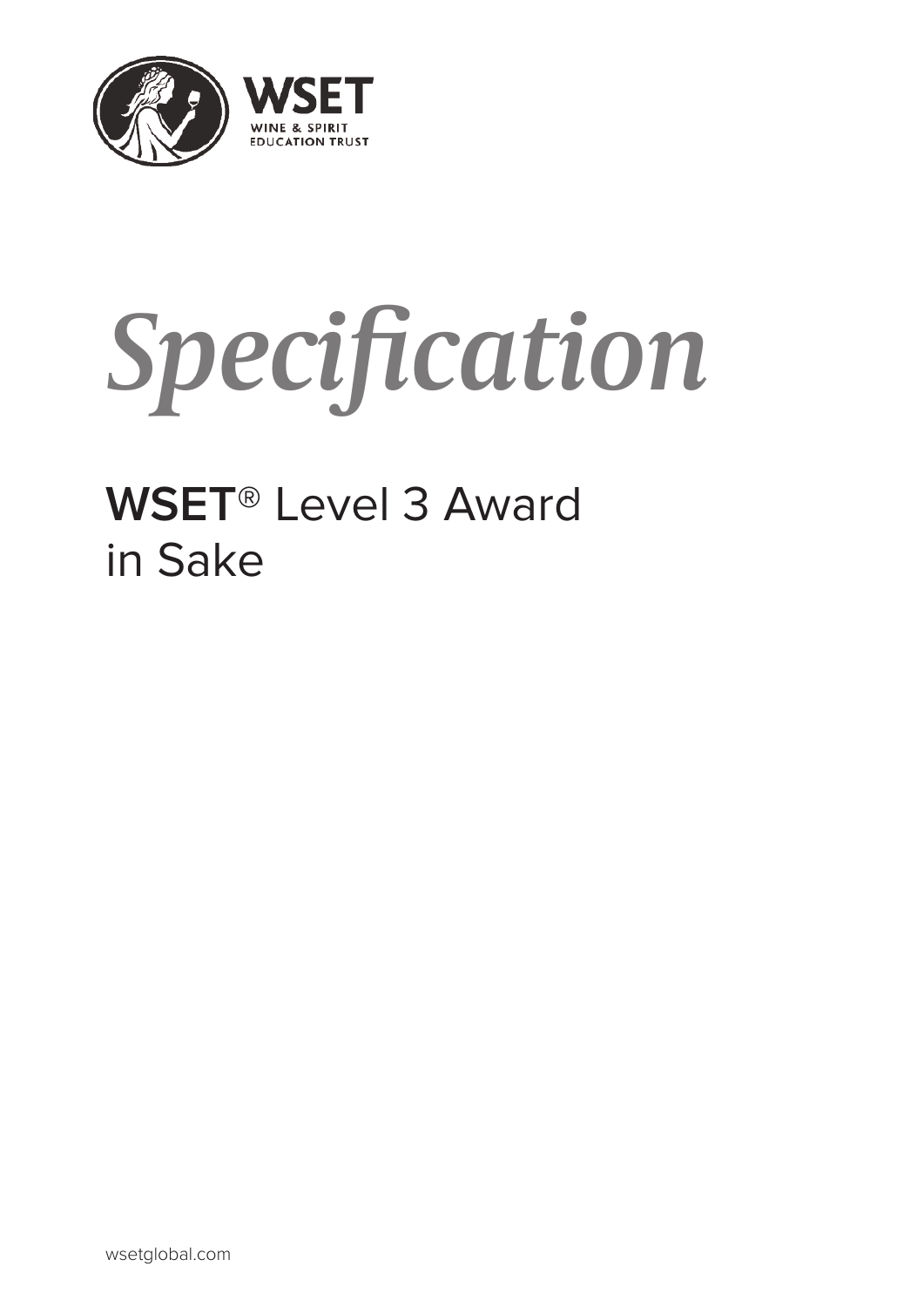WSET
WINE & SPIRIT
EDUCATION TRUST

# *Specification*

## **WSET**® Level 3 Award in Sake

wsetglobal.com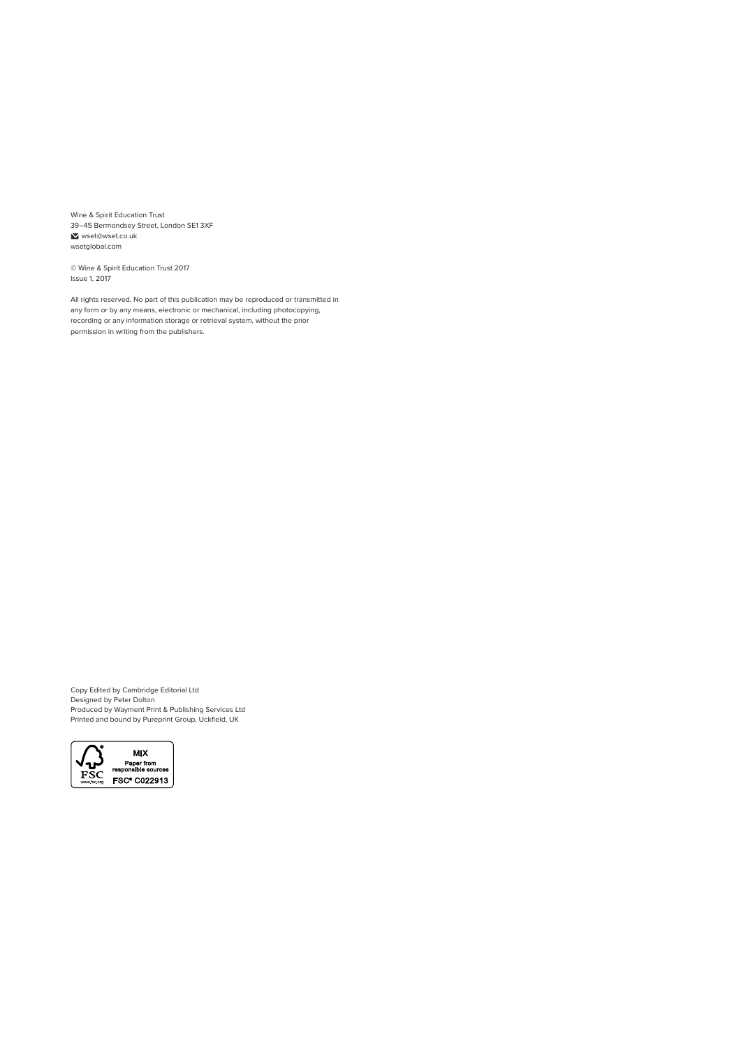Wine & Spirit Education Trust
39–45 Bermondsey Street, London SE1 3XF
wset@wset.co.uk
wsetglobal.com

© Wine & Spirit Education Trust 2017
Issue 1, 2017

All rights reserved. No part of this publication may be reproduced or transmitted in any form or by any means, electronic or mechanical, including photocopying, recording or any information storage or retrieval system, without the prior permission in writing from the publishers.

Copy Edited by Cambridge Editorial Ltd
Designed by Peter Dolton
Produced by Wayment Print & Publishing Services Ltd
Printed and bound by Pureprint Group, Uckfield, UK

FSC www.fsc.org
MIX
Paper from responsible sources
FSC® C022913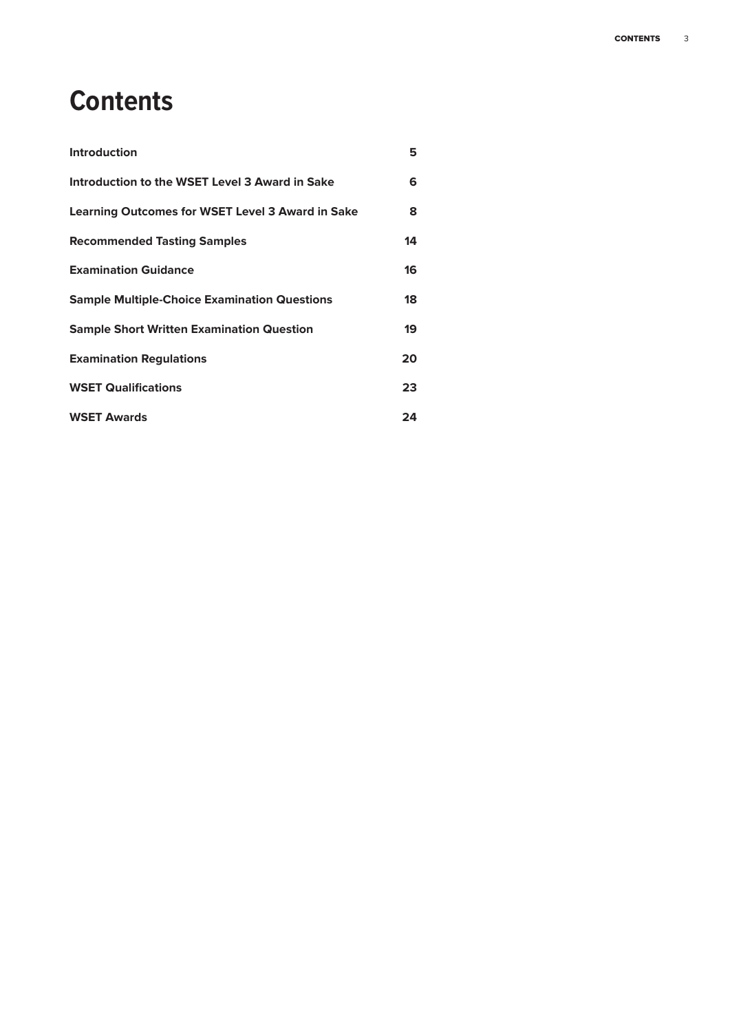# Contents

| | |
|---|---|
| **Introduction** | **5** |
| **Introduction to the WSET Level 3 Award in Sake** | **6** |
| **Learning Outcomes for WSET Level 3 Award in Sake** | **8** |
| **Recommended Tasting Samples** | **14** |
| **Examination Guidance** | **16** |
| **Sample Multiple-Choice Examination Questions** | **18** |
| **Sample Short Written Examination Question** | **19** |
| **Examination Regulations** | **20** |
| **WSET Qualifications** | **23** |
| **WSET Awards** | **24** |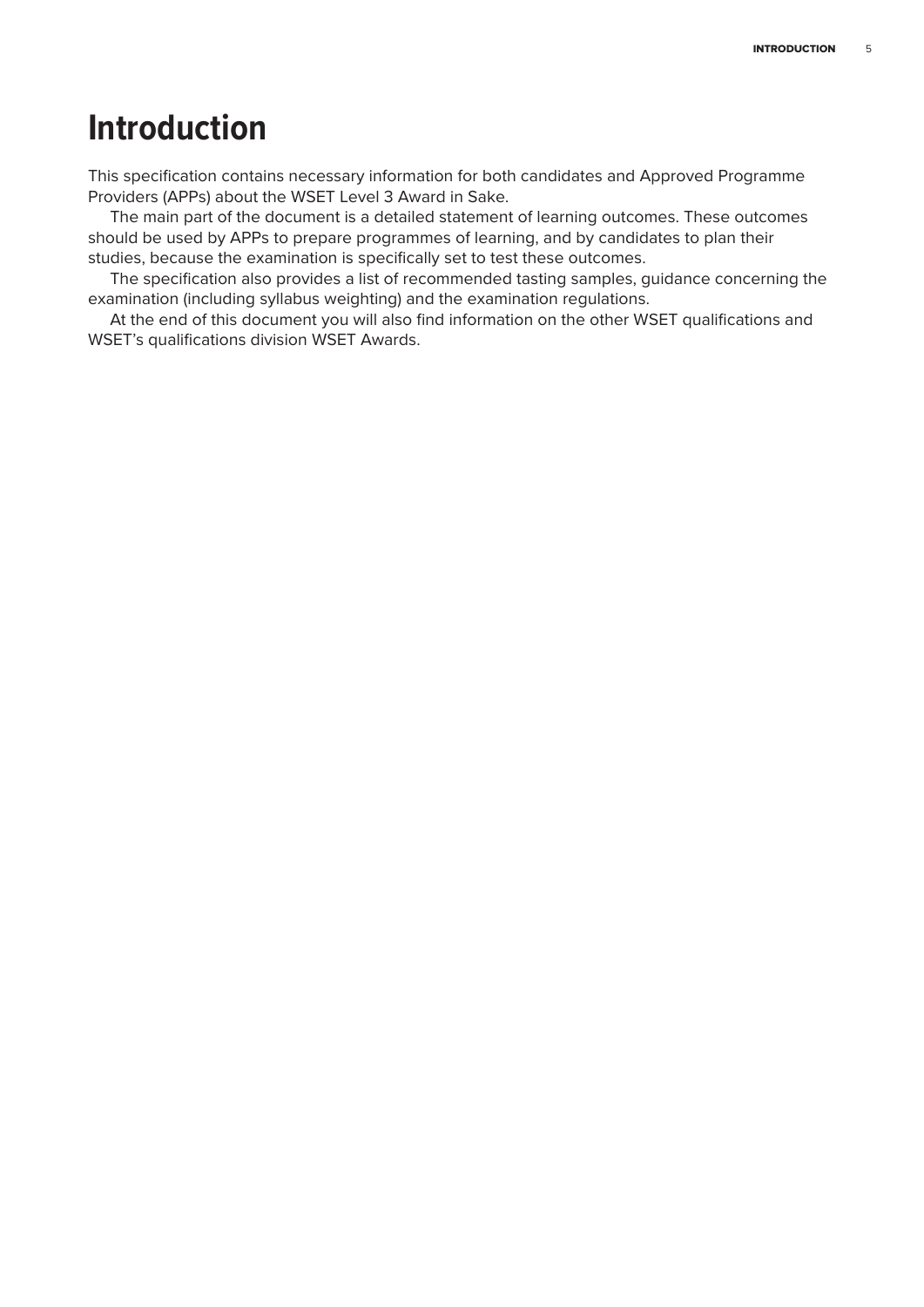# Introduction

This specification contains necessary information for both candidates and Approved Programme Providers (APPs) about the WSET Level 3 Award in Sake.

The main part of the document is a detailed statement of learning outcomes. These outcomes should be used by APPs to prepare programmes of learning, and by candidates to plan their studies, because the examination is specifically set to test these outcomes.

The specification also provides a list of recommended tasting samples, guidance concerning the examination (including syllabus weighting) and the examination regulations.

At the end of this document you will also find information on the other WSET qualifications and WSET's qualifications division WSET Awards.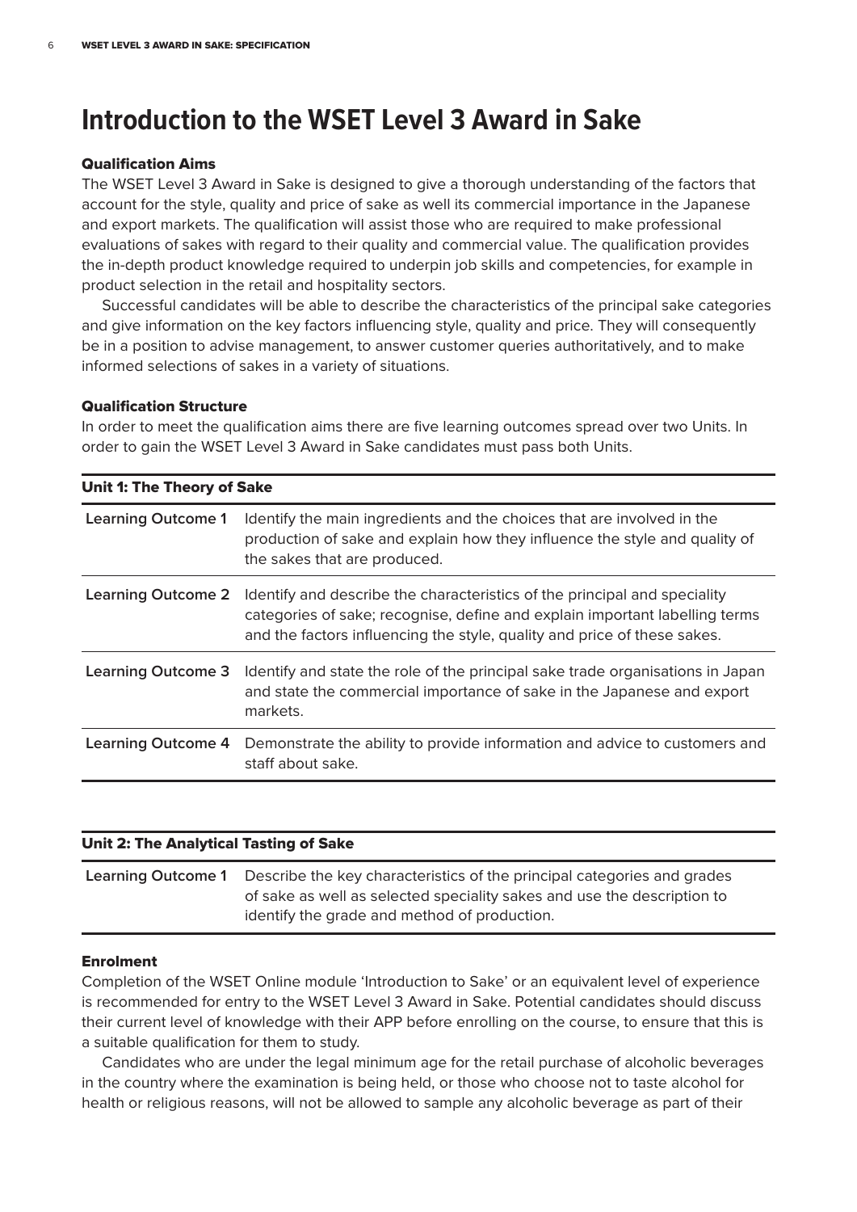# Introduction to the WSET Level 3 Award in Sake

### Qualification Aims

The WSET Level 3 Award in Sake is designed to give a thorough understanding of the factors that account for the style, quality and price of sake as well its commercial importance in the Japanese and export markets. The qualification will assist those who are required to make professional evaluations of sakes with regard to their quality and commercial value. The qualification provides the in-depth product knowledge required to underpin job skills and competencies, for example in product selection in the retail and hospitality sectors.

Successful candidates will be able to describe the characteristics of the principal sake categories and give information on the key factors influencing style, quality and price. They will consequently be in a position to advise management, to answer customer queries authoritatively, and to make informed selections of sakes in a variety of situations.

### Qualification Structure

In order to meet the qualification aims there are five learning outcomes spread over two Units. In order to gain the WSET Level 3 Award in Sake candidates must pass both Units.

| Unit 1: The Theory of Sake | |
|---|---|
| **Learning Outcome 1** | Identify the main ingredients and the choices that are involved in the production of sake and explain how they influence the style and quality of the sakes that are produced. |
| **Learning Outcome 2** | Identify and describe the characteristics of the principal and speciality categories of sake; recognise, define and explain important labelling terms and the factors influencing the style, quality and price of these sakes. |
| **Learning Outcome 3** | Identify and state the role of the principal sake trade organisations in Japan and state the commercial importance of sake in the Japanese and export markets. |
| **Learning Outcome 4** | Demonstrate the ability to provide information and advice to customers and staff about sake. |

| Unit 2: The Analytical Tasting of Sake | |
|---|---|
| **Learning Outcome 1** | Describe the key characteristics of the principal categories and grades of sake as well as selected speciality sakes and use the description to identify the grade and method of production. |

### Enrolment

Completion of the WSET Online module 'Introduction to Sake' or an equivalent level of experience is recommended for entry to the WSET Level 3 Award in Sake. Potential candidates should discuss their current level of knowledge with their APP before enrolling on the course, to ensure that this is a suitable qualification for them to study.

Candidates who are under the legal minimum age for the retail purchase of alcoholic beverages in the country where the examination is being held, or those who choose not to taste alcohol for health or religious reasons, will not be allowed to sample any alcoholic beverage as part of their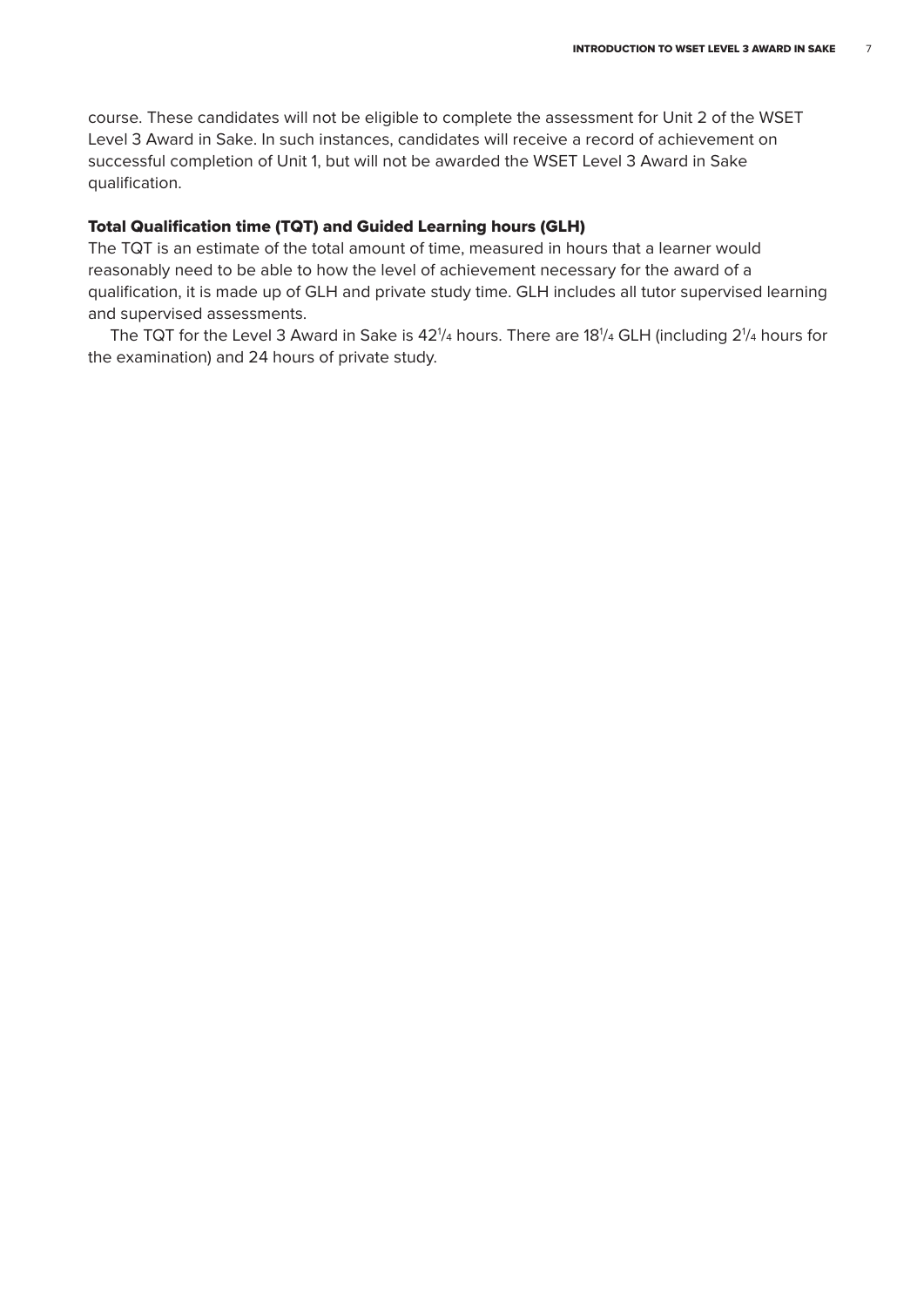course. These candidates will not be eligible to complete the assessment for Unit 2 of the WSET Level 3 Award in Sake. In such instances, candidates will receive a record of achievement on successful completion of Unit 1, but will not be awarded the WSET Level 3 Award in Sake qualification.

## Total Qualification time (TQT) and Guided Learning hours (GLH)

The TQT is an estimate of the total amount of time, measured in hours that a learner would reasonably need to be able to how the level of achievement necessary for the award of a qualification, it is made up of GLH and private study time. GLH includes all tutor supervised learning and supervised assessments.

The TQT for the Level 3 Award in Sake is 42¼ hours. There are 18¼ GLH (including 2¼ hours for the examination) and 24 hours of private study.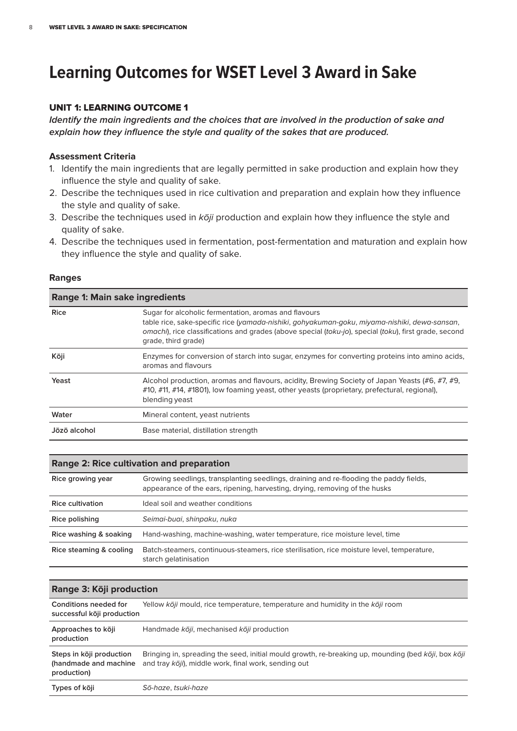# Learning Outcomes for WSET Level 3 Award in Sake

### UNIT 1: LEARNING OUTCOME 1

***Identify the main ingredients and the choices that are involved in the production of sake and explain how they influence the style and quality of the sakes that are produced.***

#### Assessment Criteria

1. Identify the main ingredients that are legally permitted in sake production and explain how they influence the style and quality of sake.
2. Describe the techniques used in rice cultivation and preparation and explain how they influence the style and quality of sake.
3. Describe the techniques used in *kōji* production and explain how they influence the style and quality of sake.
4. Describe the techniques used in fermentation, post-fermentation and maturation and explain how they influence the style and quality of sake.

#### Ranges

| Range 1: Main sake ingredients | |
|---|---|
| **Rice** | Sugar for alcoholic fermentation, aromas and flavours<br>table rice, sake-specific rice (*yamada-nishiki*, *gohyakuman-goku*, *miyama-nishiki*, *dewa-sansan*, *omachi*), rice classifications and grades (above special (*toku-jo*), special (*toku*), first grade, second grade, third grade) |
| **Kōji** | Enzymes for conversion of starch into sugar, enzymes for converting proteins into amino acids, aromas and flavours |
| **Yeast** | Alcohol production, aromas and flavours, acidity, Brewing Society of Japan Yeasts (#6, #7, #9, #10, #11, #14, #1801), low foaming yeast, other yeasts (proprietary, prefectural, regional), blending yeast |
| **Water** | Mineral content, yeast nutrients |
| **Jōzō alcohol** | Base material, distillation strength |

| Range 2: Rice cultivation and preparation | |
|---|---|
| **Rice growing year** | Growing seedlings, transplanting seedlings, draining and re-flooding the paddy fields, appearance of the ears, ripening, harvesting, drying, removing of the husks |
| **Rice cultivation** | Ideal soil and weather conditions |
| **Rice polishing** | *Seimai-buai*, *shinpaku*, *nuka* |
| **Rice washing & soaking** | Hand-washing, machine-washing, water temperature, rice moisture level, time |
| **Rice steaming & cooling** | Batch-steamers, continuous-steamers, rice sterilisation, rice moisture level, temperature, starch gelatinisation |

| Range 3: Kōji production | |
|---|---|
| **Conditions needed for successful kōji production** | Yellow *kōji* mould, rice temperature, temperature and humidity in the *kōji* room |
| **Approaches to kōji production** | Handmade *kōji*, mechanised *kōji* production |
| **Steps in kōji production (handmade and machine production)** | Bringing in, spreading the seed, initial mould growth, re-breaking up, mounding (bed *kōji*, box *kōji* and tray *kōji*), middle work, final work, sending out |
| **Types of kōji** | *Sō-haze*, *tsuki-haze* |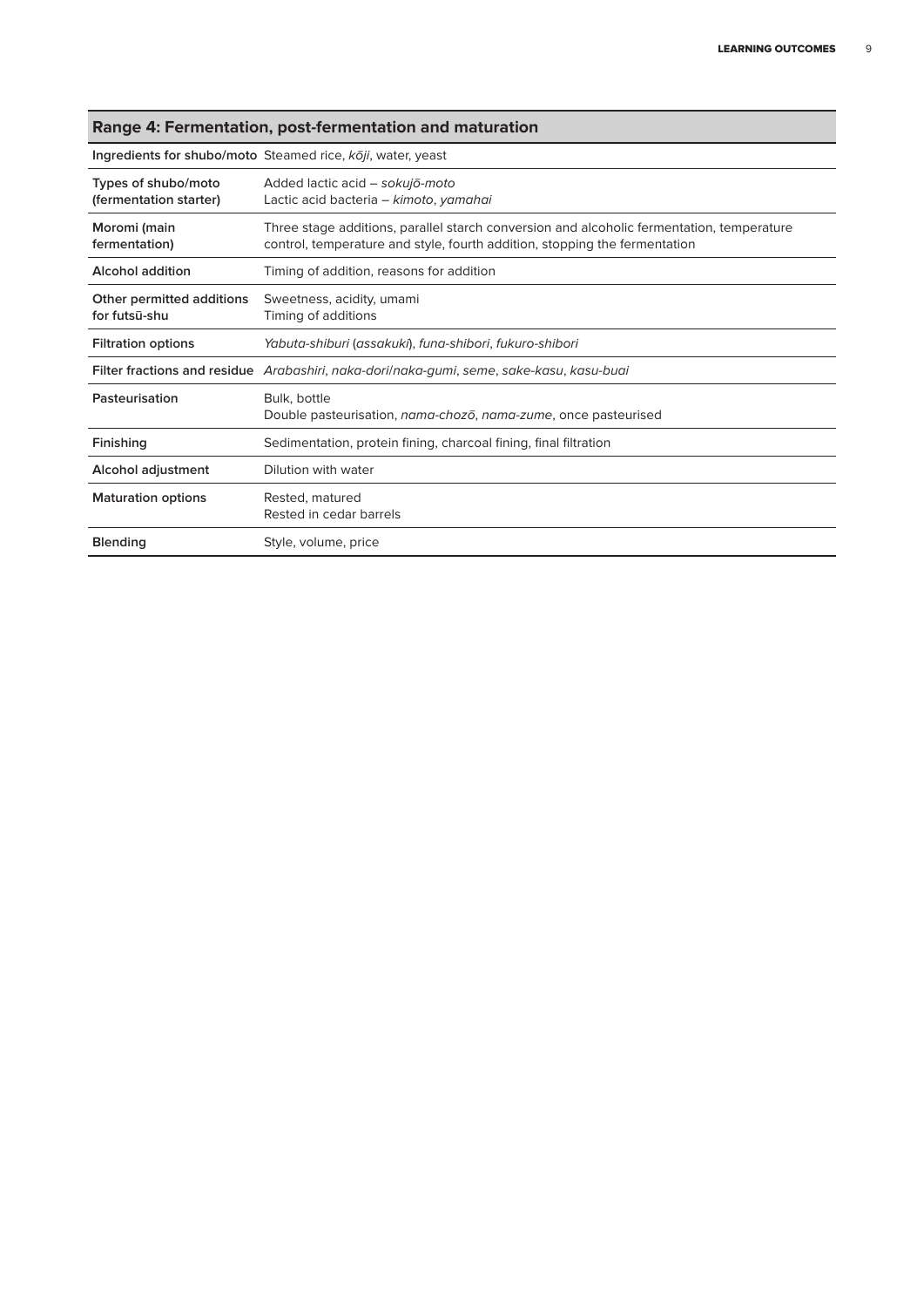## Range 4: Fermentation, post-fermentation and maturation

| | |
|---|---|
| **Ingredients for shubo/moto** | Steamed rice, *kōji*, water, yeast |
| **Types of shubo/moto (fermentation starter)** | Added lactic acid – *sokujō-moto*<br>Lactic acid bacteria – *kimoto*, *yamahai* |
| **Moromi (main fermentation)** | Three stage additions, parallel starch conversion and alcoholic fermentation, temperature control, temperature and style, fourth addition, stopping the fermentation |
| **Alcohol addition** | Timing of addition, reasons for addition |
| **Other permitted additions for futsū-shu** | Sweetness, acidity, umami<br>Timing of additions |
| **Filtration options** | *Yabuta-shiburi* (*assakuki*), *funa-shibori*, *fukuro-shibori* |
| **Filter fractions and residue** | *Arabashiri*, *naka-dori*/*naka-gumi*, *seme*, *sake-kasu*, *kasu-buai* |
| **Pasteurisation** | Bulk, bottle<br>Double pasteurisation, *nama-chozō*, *nama-zume*, once pasteurised |
| **Finishing** | Sedimentation, protein fining, charcoal fining, final filtration |
| **Alcohol adjustment** | Dilution with water |
| **Maturation options** | Rested, matured<br>Rested in cedar barrels |
| **Blending** | Style, volume, price |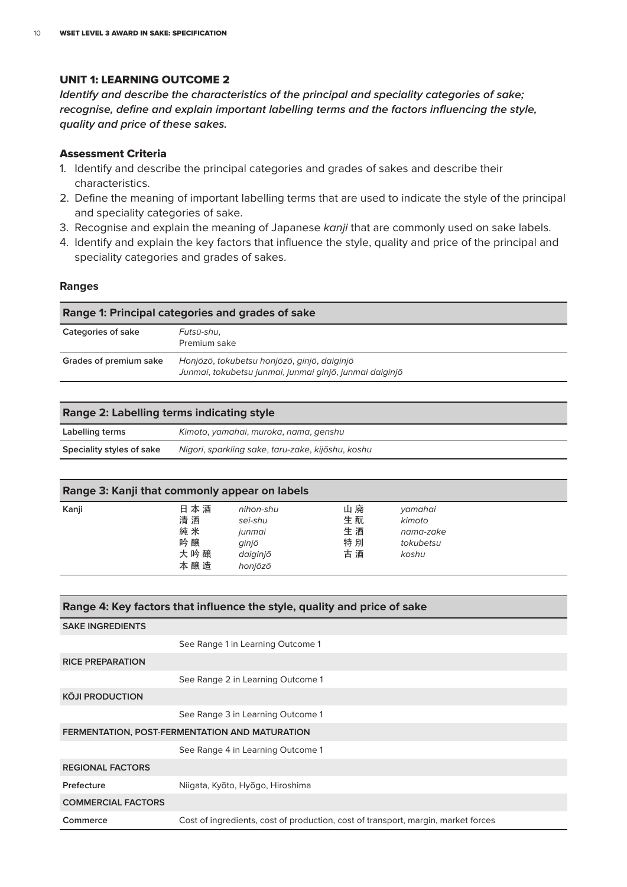## UNIT 1: LEARNING OUTCOME 2

***Identify and describe the characteristics of the principal and speciality categories of sake; recognise, define and explain important labelling terms and the factors influencing the style, quality and price of these sakes.***

### Assessment Criteria

1. Identify and describe the principal categories and grades of sakes and describe their characteristics.
2. Define the meaning of important labelling terms that are used to indicate the style of the principal and speciality categories of sake.
3. Recognise and explain the meaning of Japanese *kanji* that are commonly used on sake labels.
4. Identify and explain the key factors that influence the style, quality and price of the principal and speciality categories and grades of sakes.

### Ranges

| Range 1: Principal categories and grades of sake | |
|---|---|
| **Categories of sake** | *Futsū-shu*, Premium sake |
| **Grades of premium sake** | *Honjōzō, tokubetsu honjōzō, ginjō, daiginjō* *Junmai, tokubetsu junmai, junmai ginjō, junmai daiginjō* |

| Range 2: Labelling terms indicating style | |
|---|---|
| **Labelling terms** | *Kimoto, yamahai, muroka, nama, genshu* |
| **Speciality styles of sake** | *Nigori, sparkling sake, taru-zake, kijōshu, koshu* |

| Range 3: Kanji that commonly appear on labels | | | | |
|---|---|---|---|---|
| **Kanji** | 日本酒 | *nihon-shu* | 山廃 | *yamahai* |
| | 清酒 | *sei-shu* | 生酛 | *kimoto* |
| | 純米 | *junmai* | 生酒 | *nama-zake* |
| | 吟醸 | *ginjō* | 特別 | *tokubetsu* |
| | 大吟醸 | *daiginjō* | 古酒 | *koshu* |
| | 本醸造 | *honjōzō* | | |

| Range 4: Key factors that influence the style, quality and price of sake | |
|---|---|
| **SAKE INGREDIENTS** | |
| | See Range 1 in Learning Outcome 1 |
| **RICE PREPARATION** | |
| | See Range 2 in Learning Outcome 1 |
| **KŌJI PRODUCTION** | |
| | See Range 3 in Learning Outcome 1 |
| **FERMENTATION, POST-FERMENTATION AND MATURATION** | |
| | See Range 4 in Learning Outcome 1 |
| **REGIONAL FACTORS** | |
| **Prefecture** | Niigata, Kyōto, Hyōgo, Hiroshima |
| **COMMERCIAL FACTORS** | |
| **Commerce** | Cost of ingredients, cost of production, cost of transport, margin, market forces |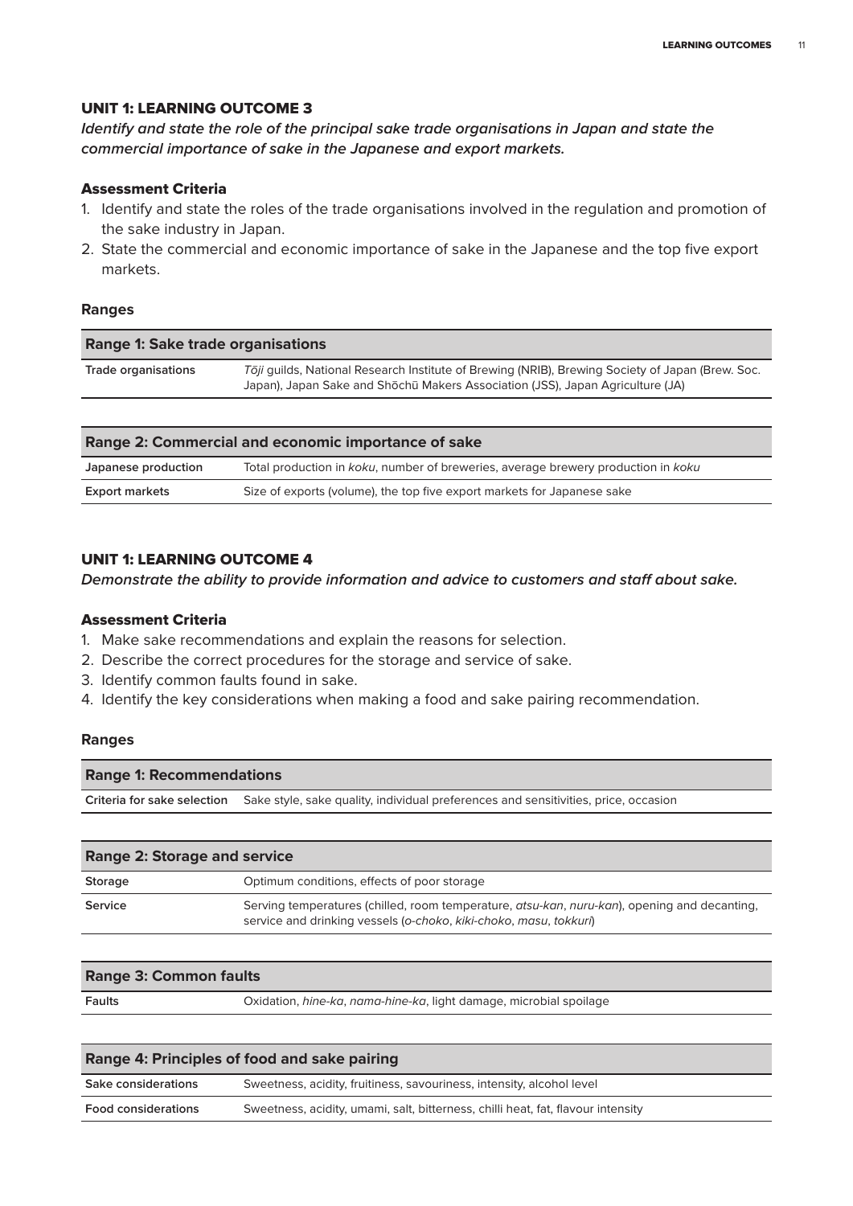## UNIT 1: LEARNING OUTCOME 3

***Identify and state the role of the principal sake trade organisations in Japan and state the commercial importance of sake in the Japanese and export markets.***

### Assessment Criteria

1. Identify and state the roles of the trade organisations involved in the regulation and promotion of the sake industry in Japan.
2. State the commercial and economic importance of sake in the Japanese and the top five export markets.

### Ranges

| Range 1: Sake trade organisations | |
|---|---|
| **Trade organisations** | *Tōji* guilds, National Research Institute of Brewing (NRIB), Brewing Society of Japan (Brew. Soc. Japan), Japan Sake and Shōchū Makers Association (JSS), Japan Agriculture (JA) |

| Range 2: Commercial and economic importance of sake | |
|---|---|
| **Japanese production** | Total production in *koku*, number of breweries, average brewery production in *koku* |
| **Export markets** | Size of exports (volume), the top five export markets for Japanese sake |

## UNIT 1: LEARNING OUTCOME 4

***Demonstrate the ability to provide information and advice to customers and staff about sake.***

### Assessment Criteria

1. Make sake recommendations and explain the reasons for selection.
2. Describe the correct procedures for the storage and service of sake.
3. Identify common faults found in sake.
4. Identify the key considerations when making a food and sake pairing recommendation.

### Ranges

| Range 1: Recommendations | |
|---|---|
| **Criteria for sake selection** | Sake style, sake quality, individual preferences and sensitivities, price, occasion |

| Range 2: Storage and service | |
|---|---|
| **Storage** | Optimum conditions, effects of poor storage |
| **Service** | Serving temperatures (chilled, room temperature, *atsu-kan*, *nuru-kan*), opening and decanting, service and drinking vessels (*o-choko*, *kiki-choko*, *masu*, *tokkuri*) |

| Range 3: Common faults | |
|---|---|
| **Faults** | Oxidation, *hine-ka*, *nama-hine-ka*, light damage, microbial spoilage |

| Range 4: Principles of food and sake pairing | |
|---|---|
| **Sake considerations** | Sweetness, acidity, fruitiness, savouriness, intensity, alcohol level |
| **Food considerations** | Sweetness, acidity, umami, salt, bitterness, chilli heat, fat, flavour intensity |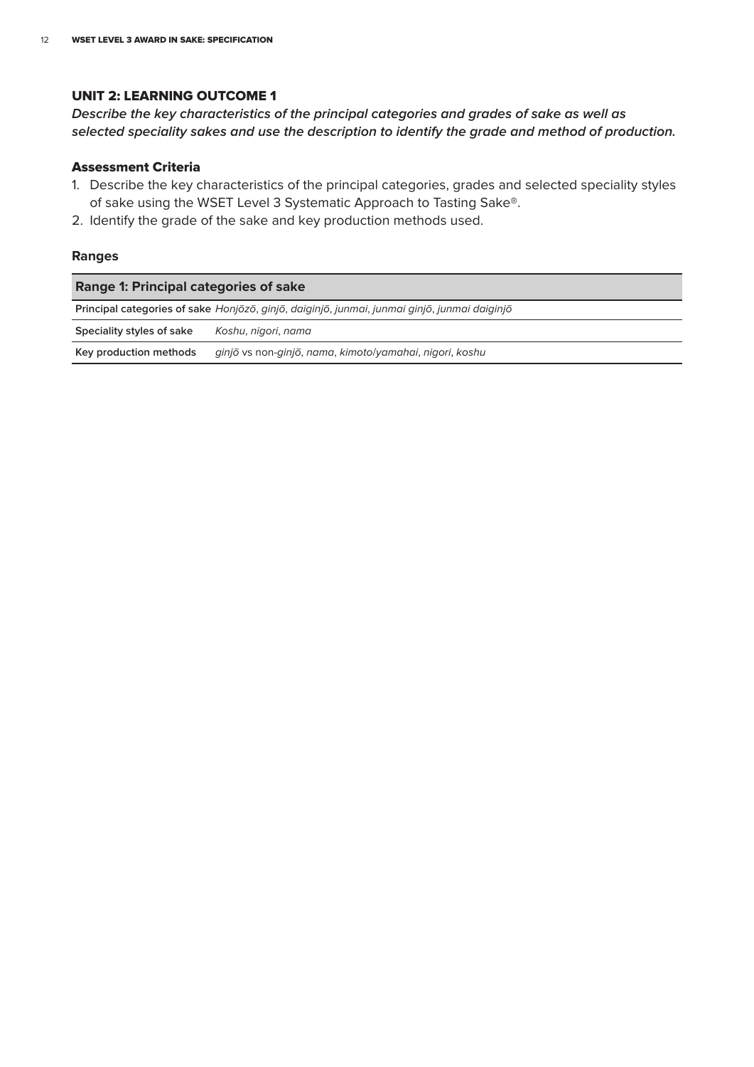## UNIT 2: LEARNING OUTCOME 1

***Describe the key characteristics of the principal categories and grades of sake as well as selected speciality sakes and use the description to identify the grade and method of production.***

### Assessment Criteria

1. Describe the key characteristics of the principal categories, grades and selected speciality styles of sake using the WSET Level 3 Systematic Approach to Tasting Sake®.
2. Identify the grade of the sake and key production methods used.

### Ranges

| **Range 1: Principal categories of sake** | |
|---|---|
| **Principal categories of sake** | *Honjōzō*, *ginjō*, *daiginjō*, *junmai*, *junmai ginjō*, *junmai daiginjō* |
| **Speciality styles of sake** | *Koshu*, *nigori*, *nama* |
| **Key production methods** | *ginjō* vs non-*ginjō*, *nama*, *kimoto*/*yamahai*, *nigori*, *koshu* |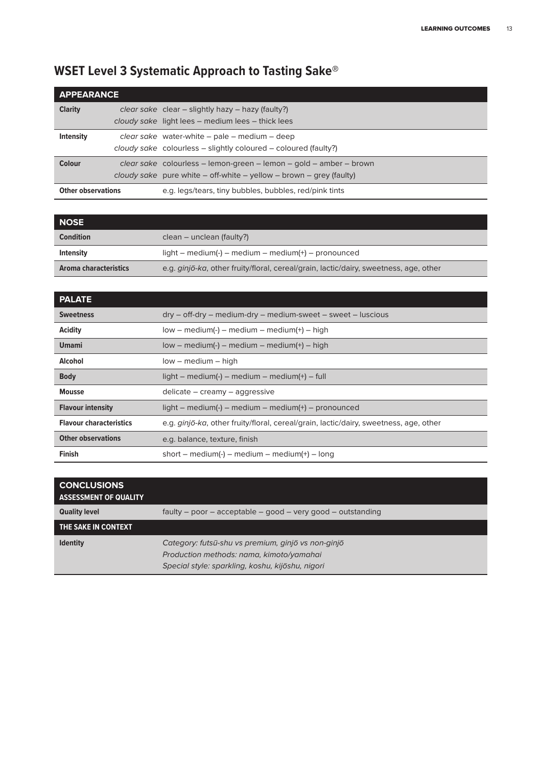# WSET Level 3 Systematic Approach to Tasting Sake®

| APPEARANCE | | |
|---|---|---|
| **Clarity** | *clear sake* | clear – slightly hazy – hazy (faulty?) |
| | *cloudy sake* | light lees – medium lees – thick lees |
| **Intensity** | *clear sake* | water-white – pale – medium – deep |
| | *cloudy sake* | colourless – slightly coloured – coloured (faulty?) |
| **Colour** | *clear sake* | colourless – lemon-green – lemon – gold – amber – brown |
| | *cloudy sake* | pure white – off-white – yellow – brown – grey (faulty) |
| **Other observations** | | e.g. legs/tears, tiny bubbles, bubbles, red/pink tints |

| NOSE | |
|---|---|
| **Condition** | clean – unclean (faulty?) |
| **Intensity** | light – medium(-) – medium – medium(+) – pronounced |
| **Aroma characteristics** | e.g. *ginjō-ka*, other fruity/floral, cereal/grain, lactic/dairy, sweetness, age, other |

| PALATE | |
|---|---|
| **Sweetness** | dry – off-dry – medium-dry – medium-sweet – sweet – luscious |
| **Acidity** | low – medium(-) – medium – medium(+) – high |
| **Umami** | low – medium(-) – medium – medium(+) – high |
| **Alcohol** | low – medium – high |
| **Body** | light – medium(-) – medium – medium(+) – full |
| **Mousse** | delicate – creamy – aggressive |
| **Flavour intensity** | light – medium(-) – medium – medium(+) – pronounced |
| **Flavour characteristics** | e.g. *ginjō-ka*, other fruity/floral, cereal/grain, lactic/dairy, sweetness, age, other |
| **Other observations** | e.g. balance, texture, finish |
| **Finish** | short – medium(-) – medium – medium(+) – long |

| CONCLUSIONS<br>ASSESSMENT OF QUALITY | |
|---|---|
| **Quality level** | faulty – poor – acceptable – good – very good – outstanding |
| **THE SAKE IN CONTEXT** | |
| **Identity** | *Category: futsū-shu vs premium, ginjō vs non-ginjō*<br>*Production methods: nama, kimoto/yamahai*<br>*Special style: sparkling, koshu, kijōshu, nigori* |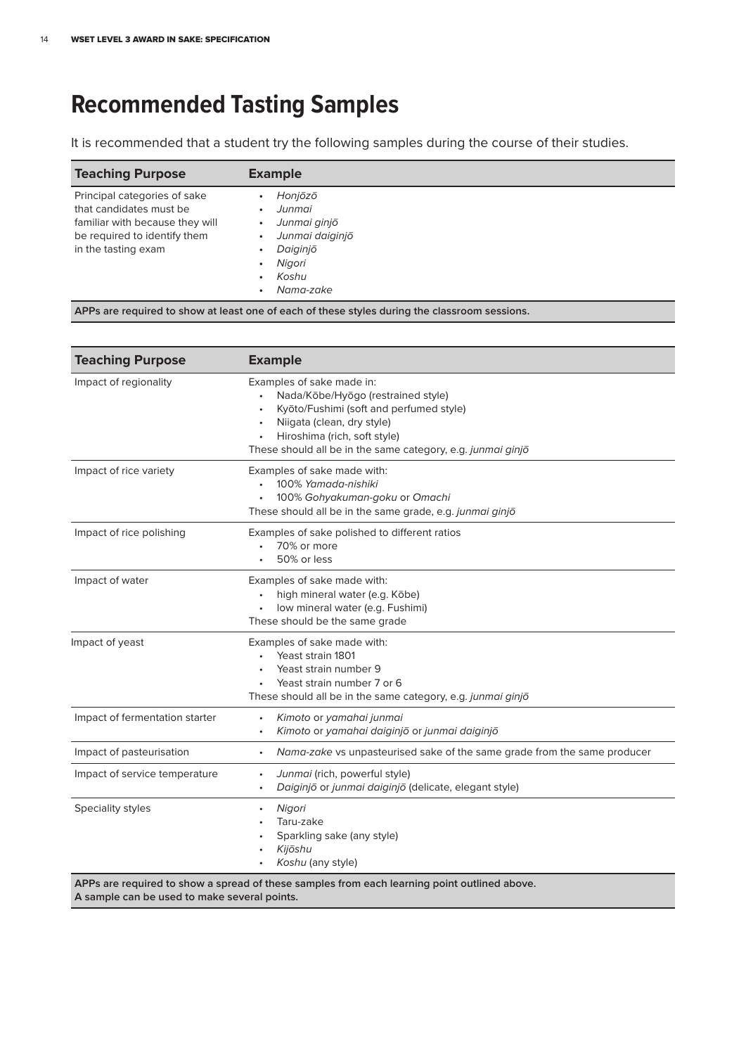# Recommended Tasting Samples

It is recommended that a student try the following samples during the course of their studies.

| Teaching Purpose | Example |
| --- | --- |
| Principal categories of sake that candidates must be familiar with because they will be required to identify them in the tasting exam | • *Honjōzō*<br>• *Junmai*<br>• *Junmai ginjō*<br>• *Junmai daiginjō*<br>• *Daiginjō*<br>• *Nigori*<br>• *Koshu*<br>• *Nama-zake* |

**APPs are required to show at least one of each of these styles during the classroom sessions.**

| Teaching Purpose | Example |
| --- | --- |
| Impact of regionality | Examples of sake made in:<br>• Nada/Kōbe/Hyōgo (restrained style)<br>• Kyōto/Fushimi (soft and perfumed style)<br>• Niigata (clean, dry style)<br>• Hiroshima (rich, soft style)<br>These should all be in the same category, e.g. *junmai ginjō* |
| Impact of rice variety | Examples of sake made with:<br>• 100% *Yamada-nishiki*<br>• 100% *Gohyakuman-goku* or *Omachi*<br>These should all be in the same grade, e.g. *junmai ginjō* |
| Impact of rice polishing | Examples of sake polished to different ratios<br>• 70% or more<br>• 50% or less |
| Impact of water | Examples of sake made with:<br>• high mineral water (e.g. Kōbe)<br>• low mineral water (e.g. Fushimi)<br>These should be the same grade |
| Impact of yeast | Examples of sake made with:<br>• Yeast strain 1801<br>• Yeast strain number 9<br>• Yeast strain number 7 or 6<br>These should all be in the same category, e.g. *junmai ginjō* |
| Impact of fermentation starter | • *Kimoto* or *yamahai junmai*<br>• *Kimoto* or *yamahai daiginjō* or *junmai daiginjō* |
| Impact of pasteurisation | • *Nama-zake* vs unpasteurised sake of the same grade from the same producer |
| Impact of service temperature | • *Junmai* (rich, powerful style)<br>• *Daiginjō* or *junmai daiginjō* (delicate, elegant style) |
| Speciality styles | • *Nigori*<br>• Taru-zake<br>• Sparkling sake (any style)<br>• *Kijōshu*<br>• *Koshu* (any style) |

**APPs are required to show a spread of these samples from each learning point outlined above.**
**A sample can be used to make several points.**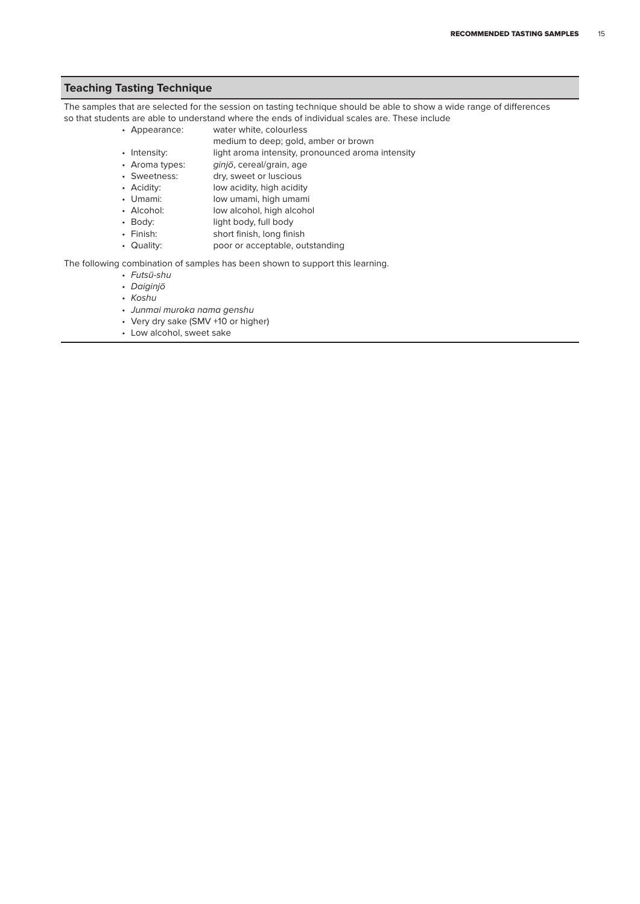## Teaching Tasting Technique

The samples that are selected for the session on tasting technique should be able to show a wide range of differences so that students are able to understand where the ends of individual scales are. These include

- Appearance: water white, colourless
  medium to deep; gold, amber or brown
- Intensity: light aroma intensity, pronounced aroma intensity
- Aroma types: *ginjō*, cereal/grain, age
- Sweetness: dry, sweet or luscious
- Acidity: low acidity, high acidity
- Umami: low umami, high umami
- Alcohol: low alcohol, high alcohol
- Body: light body, full body
- Finish: short finish, long finish
- Quality: poor or acceptable, outstanding

The following combination of samples has been shown to support this learning.

- *Futsū-shu*
- *Daiginjō*
- *Koshu*
- *Junmai muroka nama genshu*
- Very dry sake (SMV +10 or higher)
- Low alcohol, sweet sake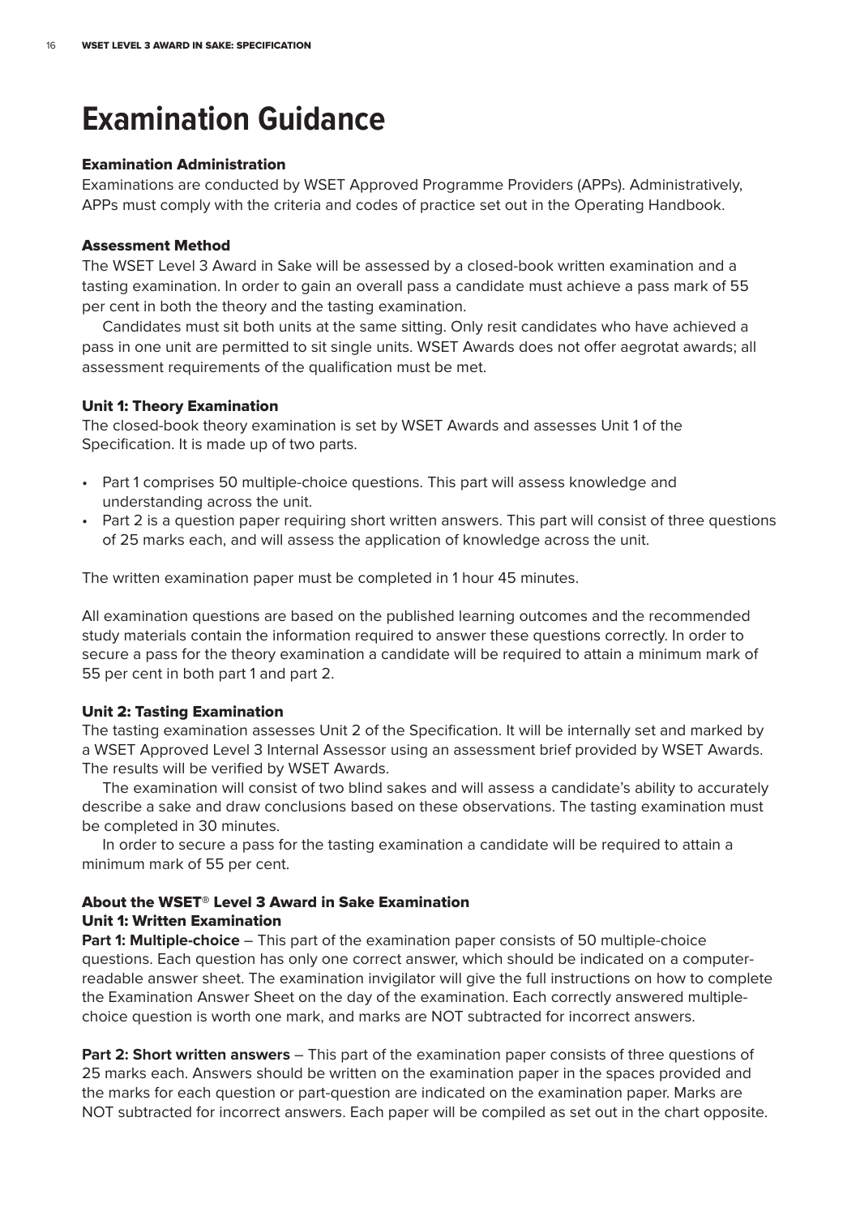# Examination Guidance

### Examination Administration

Examinations are conducted by WSET Approved Programme Providers (APPs). Administratively, APPs must comply with the criteria and codes of practice set out in the Operating Handbook.

### Assessment Method

The WSET Level 3 Award in Sake will be assessed by a closed-book written examination and a tasting examination. In order to gain an overall pass a candidate must achieve a pass mark of 55 per cent in both the theory and the tasting examination.

Candidates must sit both units at the same sitting. Only resit candidates who have achieved a pass in one unit are permitted to sit single units. WSET Awards does not offer aegrotat awards; all assessment requirements of the qualification must be met.

### Unit 1: Theory Examination

The closed-book theory examination is set by WSET Awards and assesses Unit 1 of the Specification. It is made up of two parts.

- Part 1 comprises 50 multiple-choice questions. This part will assess knowledge and understanding across the unit.
- Part 2 is a question paper requiring short written answers. This part will consist of three questions of 25 marks each, and will assess the application of knowledge across the unit.

The written examination paper must be completed in 1 hour 45 minutes.

All examination questions are based on the published learning outcomes and the recommended study materials contain the information required to answer these questions correctly. In order to secure a pass for the theory examination a candidate will be required to attain a minimum mark of 55 per cent in both part 1 and part 2.

### Unit 2: Tasting Examination

The tasting examination assesses Unit 2 of the Specification. It will be internally set and marked by a WSET Approved Level 3 Internal Assessor using an assessment brief provided by WSET Awards. The results will be verified by WSET Awards.

The examination will consist of two blind sakes and will assess a candidate's ability to accurately describe a sake and draw conclusions based on these observations. The tasting examination must be completed in 30 minutes.

In order to secure a pass for the tasting examination a candidate will be required to attain a minimum mark of 55 per cent.

### About the WSET® Level 3 Award in Sake Examination

### Unit 1: Written Examination

**Part 1: Multiple-choice** – This part of the examination paper consists of 50 multiple-choice questions. Each question has only one correct answer, which should be indicated on a computer-readable answer sheet. The examination invigilator will give the full instructions on how to complete the Examination Answer Sheet on the day of the examination. Each correctly answered multiple-choice question is worth one mark, and marks are NOT subtracted for incorrect answers.

**Part 2: Short written answers** – This part of the examination paper consists of three questions of 25 marks each. Answers should be written on the examination paper in the spaces provided and the marks for each question or part-question are indicated on the examination paper. Marks are NOT subtracted for incorrect answers. Each paper will be compiled as set out in the chart opposite.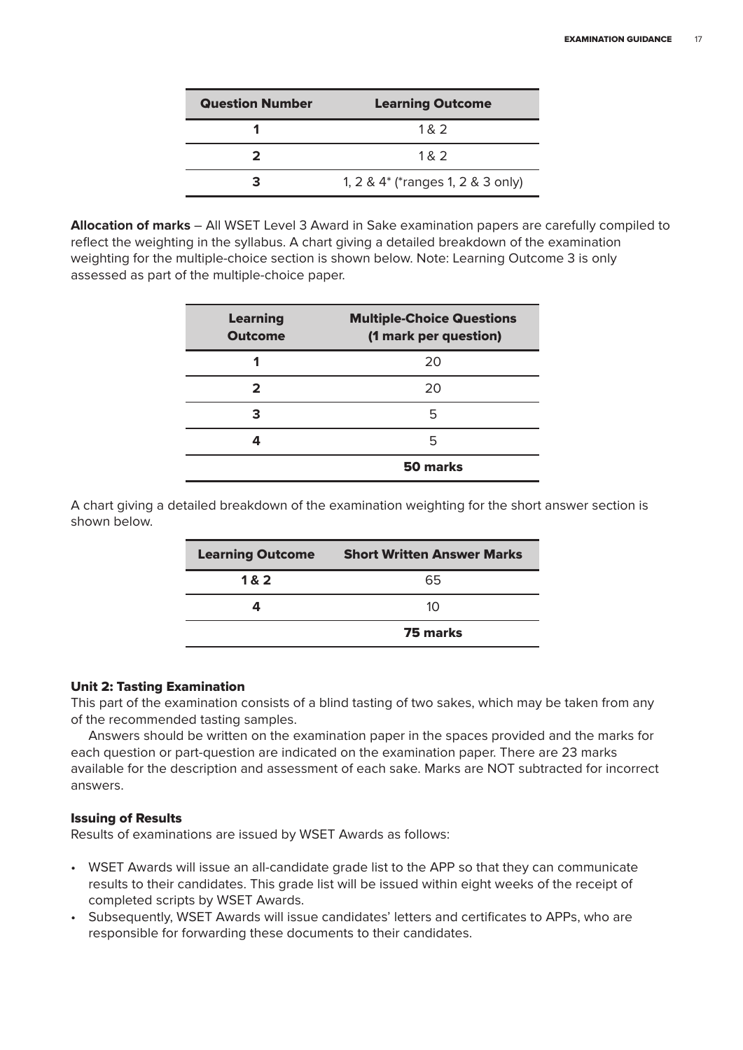| Question Number | Learning Outcome |
| --- | --- |
| 1 | 1 & 2 |
| 2 | 1 & 2 |
| 3 | 1, 2 & 4* (*ranges 1, 2 & 3 only) |

**Allocation of marks** – All WSET Level 3 Award in Sake examination papers are carefully compiled to reflect the weighting in the syllabus. A chart giving a detailed breakdown of the examination weighting for the multiple-choice section is shown below. Note: Learning Outcome 3 is only assessed as part of the multiple-choice paper.

| Learning Outcome | Multiple-Choice Questions (1 mark per question) |
| --- | --- |
| 1 | 20 |
| 2 | 20 |
| 3 | 5 |
| 4 | 5 |
| | **50 marks** |

A chart giving a detailed breakdown of the examination weighting for the short answer section is shown below.

| Learning Outcome | Short Written Answer Marks |
| --- | --- |
| 1 & 2 | 65 |
| 4 | 10 |
| | **75 marks** |

### Unit 2: Tasting Examination

This part of the examination consists of a blind tasting of two sakes, which may be taken from any of the recommended tasting samples.

Answers should be written on the examination paper in the spaces provided and the marks for each question or part-question are indicated on the examination paper. There are 23 marks available for the description and assessment of each sake. Marks are NOT subtracted for incorrect answers.

### Issuing of Results

Results of examinations are issued by WSET Awards as follows:

- WSET Awards will issue an all-candidate grade list to the APP so that they can communicate results to their candidates. This grade list will be issued within eight weeks of the receipt of completed scripts by WSET Awards.
- Subsequently, WSET Awards will issue candidates' letters and certificates to APPs, who are responsible for forwarding these documents to their candidates.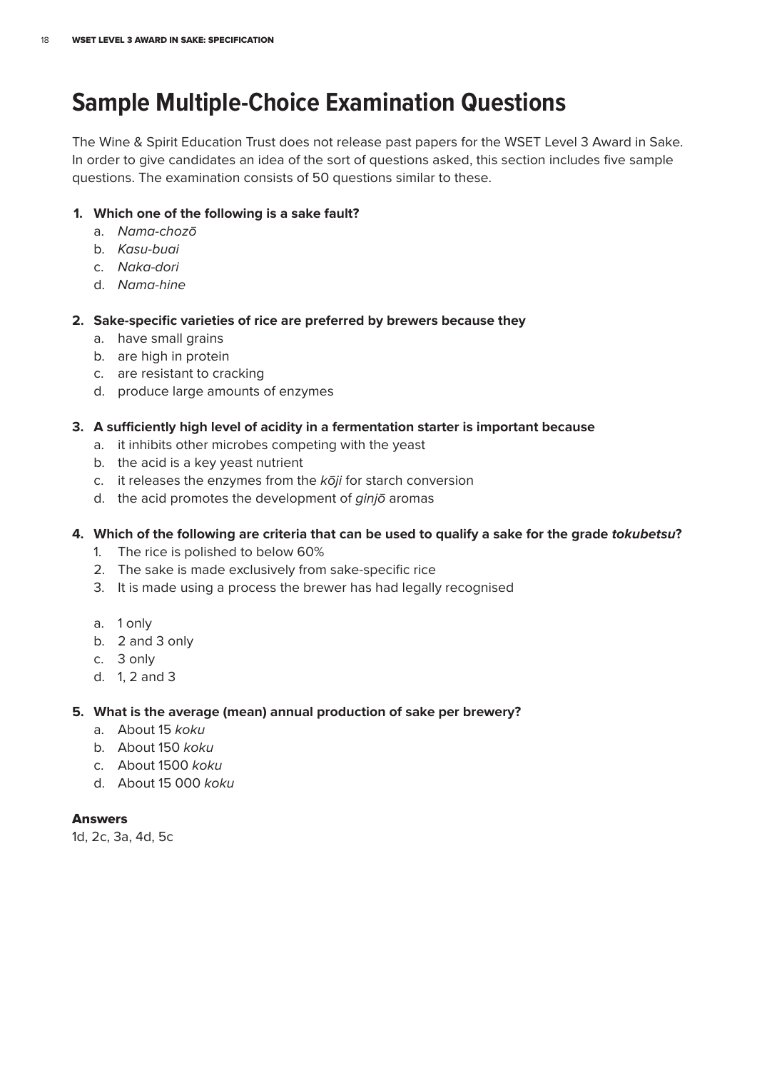# Sample Multiple-Choice Examination Questions

The Wine & Spirit Education Trust does not release past papers for the WSET Level 3 Award in Sake. In order to give candidates an idea of the sort of questions asked, this section includes five sample questions. The examination consists of 50 questions similar to these.

1. **Which one of the following is a sake fault?**
   a. *Nama-chozō*
   b. *Kasu-buai*
   c. *Naka-dori*
   d. *Nama-hine*

2. **Sake-specific varieties of rice are preferred by brewers because they**
   a. have small grains
   b. are high in protein
   c. are resistant to cracking
   d. produce large amounts of enzymes

3. **A sufficiently high level of acidity in a fermentation starter is important because**
   a. it inhibits other microbes competing with the yeast
   b. the acid is a key yeast nutrient
   c. it releases the enzymes from the *kōji* for starch conversion
   d. the acid promotes the development of *ginjō* aromas

4. **Which of the following are criteria that can be used to qualify a sake for the grade *tokubetsu*?**
   1. The rice is polished to below 60%
   2. The sake is made exclusively from sake-specific rice
   3. It is made using a process the brewer has had legally recognised

   a. 1 only
   b. 2 and 3 only
   c. 3 only
   d. 1, 2 and 3

5. **What is the average (mean) annual production of sake per brewery?**
   a. About 15 *koku*
   b. About 150 *koku*
   c. About 1500 *koku*
   d. About 15 000 *koku*

### Answers

1d, 2c, 3a, 4d, 5c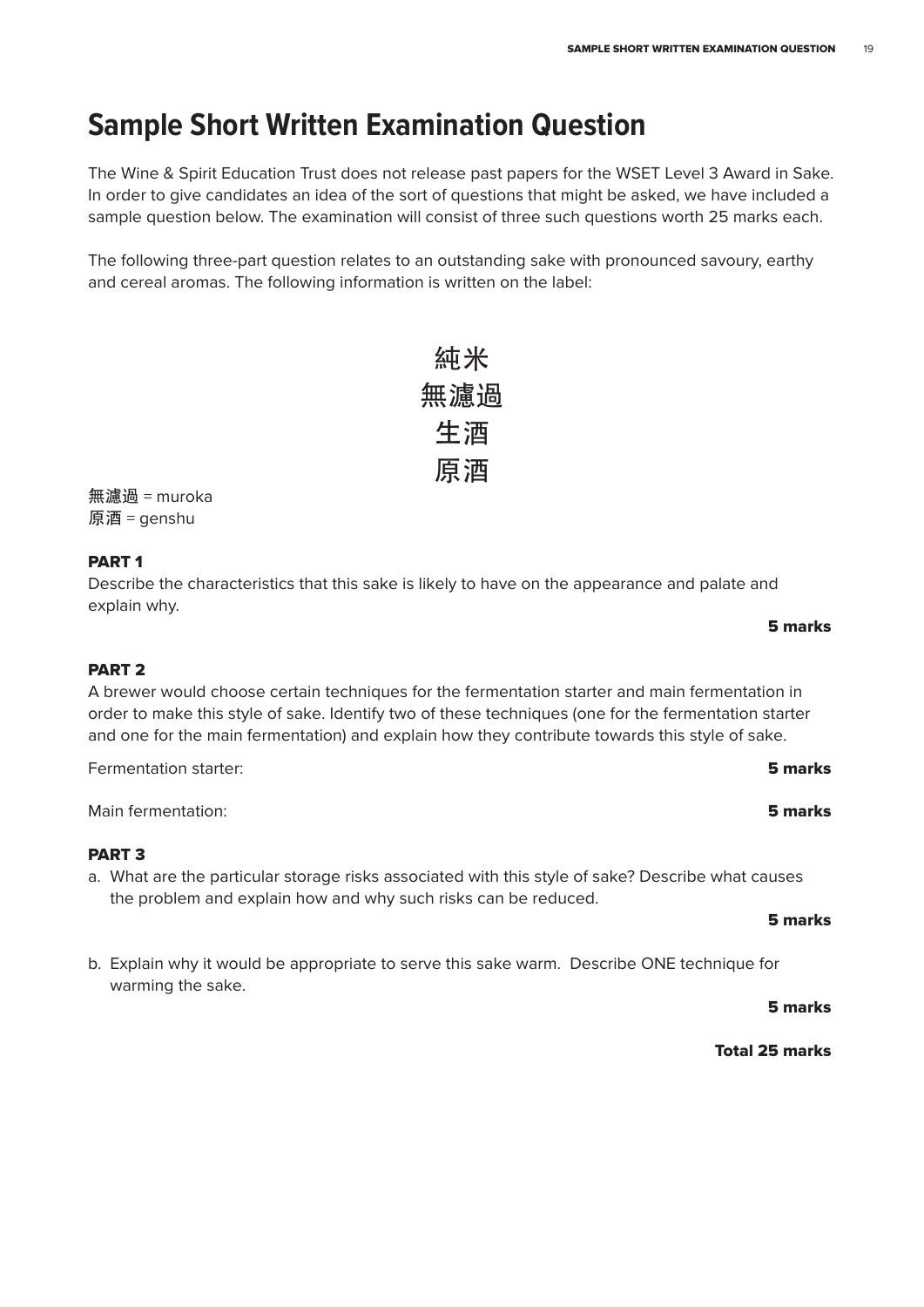# Sample Short Written Examination Question

The Wine & Spirit Education Trust does not release past papers for the WSET Level 3 Award in Sake. In order to give candidates an idea of the sort of questions that might be asked, we have included a sample question below. The examination will consist of three such questions worth 25 marks each.

The following three-part question relates to an outstanding sake with pronounced savoury, earthy and cereal aromas. The following information is written on the label:

純米
無濾過
生酒
原酒

無濾過 = muroka
原酒 = genshu

**PART 1**

Describe the characteristics that this sake is likely to have on the appearance and palate and explain why.

**5 marks**

**PART 2**

A brewer would choose certain techniques for the fermentation starter and main fermentation in order to make this style of sake. Identify two of these techniques (one for the fermentation starter and one for the main fermentation) and explain how they contribute towards this style of sake.

Fermentation starter: **5 marks**

Main fermentation: **5 marks**

**PART 3**

a. What are the particular storage risks associated with this style of sake? Describe what causes the problem and explain how and why such risks can be reduced.

**5 marks**

b. Explain why it would be appropriate to serve this sake warm. Describe ONE technique for warming the sake.

**5 marks**

**Total 25 marks**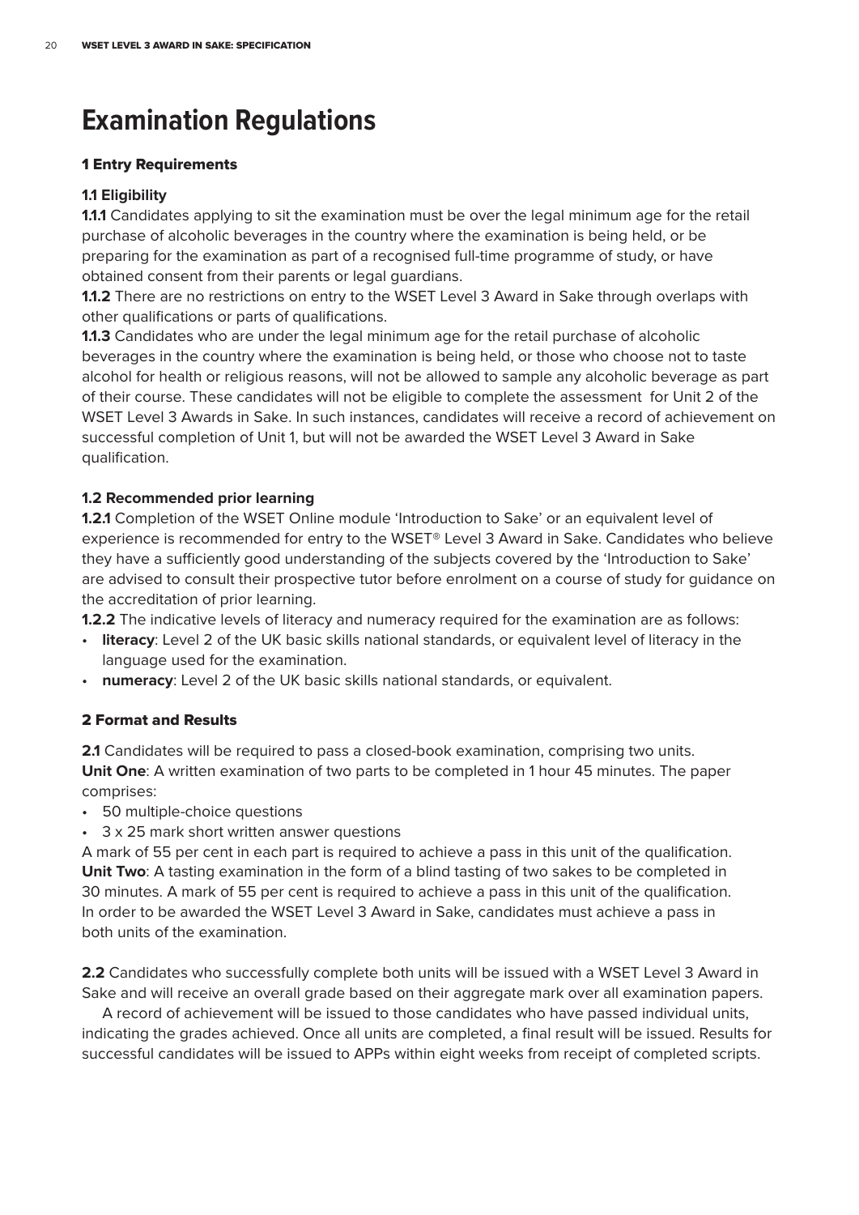# Examination Regulations

## 1 Entry Requirements

### 1.1 Eligibility

**1.1.1** Candidates applying to sit the examination must be over the legal minimum age for the retail purchase of alcoholic beverages in the country where the examination is being held, or be preparing for the examination as part of a recognised full-time programme of study, or have obtained consent from their parents or legal guardians.

**1.1.2** There are no restrictions on entry to the WSET Level 3 Award in Sake through overlaps with other qualifications or parts of qualifications.

**1.1.3** Candidates who are under the legal minimum age for the retail purchase of alcoholic beverages in the country where the examination is being held, or those who choose not to taste alcohol for health or religious reasons, will not be allowed to sample any alcoholic beverage as part of their course. These candidates will not be eligible to complete the assessment for Unit 2 of the WSET Level 3 Awards in Sake. In such instances, candidates will receive a record of achievement on successful completion of Unit 1, but will not be awarded the WSET Level 3 Award in Sake qualification.

### 1.2 Recommended prior learning

**1.2.1** Completion of the WSET Online module 'Introduction to Sake' or an equivalent level of experience is recommended for entry to the WSET® Level 3 Award in Sake. Candidates who believe they have a sufficiently good understanding of the subjects covered by the 'Introduction to Sake' are advised to consult their prospective tutor before enrolment on a course of study for guidance on the accreditation of prior learning.

**1.2.2** The indicative levels of literacy and numeracy required for the examination are as follows:

- **literacy**: Level 2 of the UK basic skills national standards, or equivalent level of literacy in the language used for the examination.
- **numeracy**: Level 2 of the UK basic skills national standards, or equivalent.

## 2 Format and Results

**2.1** Candidates will be required to pass a closed-book examination, comprising two units.
**Unit One**: A written examination of two parts to be completed in 1 hour 45 minutes. The paper comprises:

- 50 multiple-choice questions
- 3 x 25 mark short written answer questions

A mark of 55 per cent in each part is required to achieve a pass in this unit of the qualification.
**Unit Two**: A tasting examination in the form of a blind tasting of two sakes to be completed in 30 minutes. A mark of 55 per cent is required to achieve a pass in this unit of the qualification.
In order to be awarded the WSET Level 3 Award in Sake, candidates must achieve a pass in both units of the examination.

**2.2** Candidates who successfully complete both units will be issued with a WSET Level 3 Award in Sake and will receive an overall grade based on their aggregate mark over all examination papers.

A record of achievement will be issued to those candidates who have passed individual units, indicating the grades achieved. Once all units are completed, a final result will be issued. Results for successful candidates will be issued to APPs within eight weeks from receipt of completed scripts.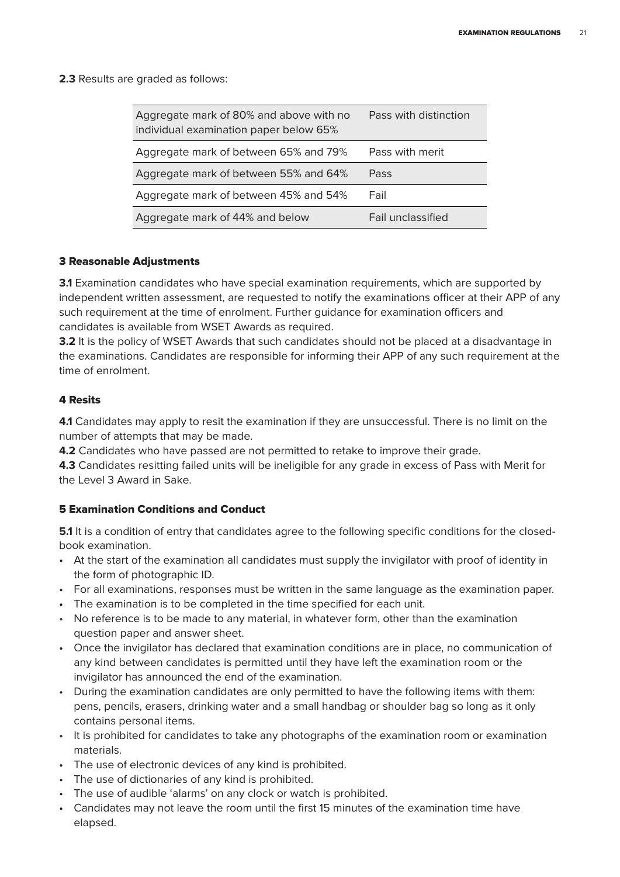**2.3** Results are graded as follows:

| | |
|---|---|
| Aggregate mark of 80% and above with no individual examination paper below 65% | Pass with distinction |
| Aggregate mark of between 65% and 79% | Pass with merit |
| Aggregate mark of between 55% and 64% | Pass |
| Aggregate mark of between 45% and 54% | Fail |
| Aggregate mark of 44% and below | Fail unclassified |

### 3 Reasonable Adjustments

**3.1** Examination candidates who have special examination requirements, which are supported by independent written assessment, are requested to notify the examinations officer at their APP of any such requirement at the time of enrolment. Further guidance for examination officers and candidates is available from WSET Awards as required.

**3.2** It is the policy of WSET Awards that such candidates should not be placed at a disadvantage in the examinations. Candidates are responsible for informing their APP of any such requirement at the time of enrolment.

### 4 Resits

**4.1** Candidates may apply to resit the examination if they are unsuccessful. There is no limit on the number of attempts that may be made.

**4.2** Candidates who have passed are not permitted to retake to improve their grade.

**4.3** Candidates resitting failed units will be ineligible for any grade in excess of Pass with Merit for the Level 3 Award in Sake.

### 5 Examination Conditions and Conduct

**5.1** It is a condition of entry that candidates agree to the following specific conditions for the closed-book examination.

- At the start of the examination all candidates must supply the invigilator with proof of identity in the form of photographic ID.
- For all examinations, responses must be written in the same language as the examination paper.
- The examination is to be completed in the time specified for each unit.
- No reference is to be made to any material, in whatever form, other than the examination question paper and answer sheet.
- Once the invigilator has declared that examination conditions are in place, no communication of any kind between candidates is permitted until they have left the examination room or the invigilator has announced the end of the examination.
- During the examination candidates are only permitted to have the following items with them: pens, pencils, erasers, drinking water and a small handbag or shoulder bag so long as it only contains personal items.
- It is prohibited for candidates to take any photographs of the examination room or examination materials.
- The use of electronic devices of any kind is prohibited.
- The use of dictionaries of any kind is prohibited.
- The use of audible 'alarms' on any clock or watch is prohibited.
- Candidates may not leave the room until the first 15 minutes of the examination time have elapsed.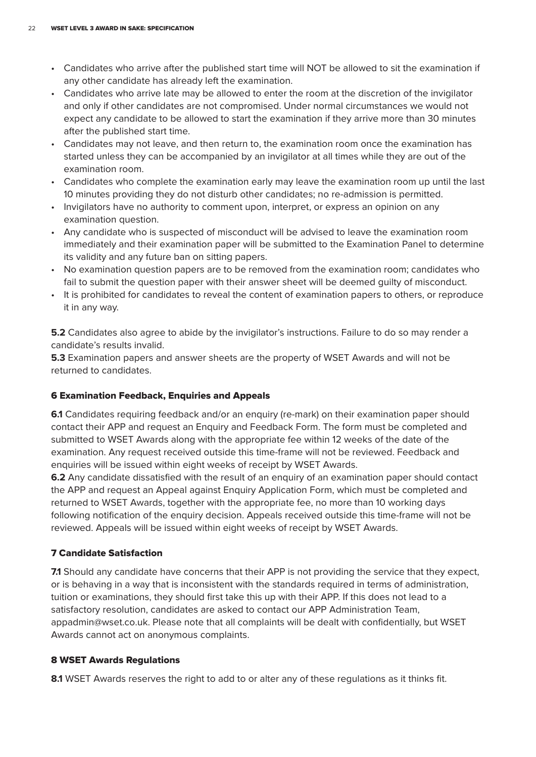- Candidates who arrive after the published start time will NOT be allowed to sit the examination if any other candidate has already left the examination.
- Candidates who arrive late may be allowed to enter the room at the discretion of the invigilator and only if other candidates are not compromised. Under normal circumstances we would not expect any candidate to be allowed to start the examination if they arrive more than 30 minutes after the published start time.
- Candidates may not leave, and then return to, the examination room once the examination has started unless they can be accompanied by an invigilator at all times while they are out of the examination room.
- Candidates who complete the examination early may leave the examination room up until the last 10 minutes providing they do not disturb other candidates; no re-admission is permitted.
- Invigilators have no authority to comment upon, interpret, or express an opinion on any examination question.
- Any candidate who is suspected of misconduct will be advised to leave the examination room immediately and their examination paper will be submitted to the Examination Panel to determine its validity and any future ban on sitting papers.
- No examination question papers are to be removed from the examination room; candidates who fail to submit the question paper with their answer sheet will be deemed guilty of misconduct.
- It is prohibited for candidates to reveal the content of examination papers to others, or reproduce it in any way.

**5.2** Candidates also agree to abide by the invigilator's instructions. Failure to do so may render a candidate's results invalid.

**5.3** Examination papers and answer sheets are the property of WSET Awards and will not be returned to candidates.

## 6 Examination Feedback, Enquiries and Appeals

**6.1** Candidates requiring feedback and/or an enquiry (re-mark) on their examination paper should contact their APP and request an Enquiry and Feedback Form. The form must be completed and submitted to WSET Awards along with the appropriate fee within 12 weeks of the date of the examination. Any request received outside this time-frame will not be reviewed. Feedback and enquiries will be issued within eight weeks of receipt by WSET Awards.

**6.2** Any candidate dissatisfied with the result of an enquiry of an examination paper should contact the APP and request an Appeal against Enquiry Application Form, which must be completed and returned to WSET Awards, together with the appropriate fee, no more than 10 working days following notification of the enquiry decision. Appeals received outside this time-frame will not be reviewed. Appeals will be issued within eight weeks of receipt by WSET Awards.

## 7 Candidate Satisfaction

**7.1** Should any candidate have concerns that their APP is not providing the service that they expect, or is behaving in a way that is inconsistent with the standards required in terms of administration, tuition or examinations, they should first take this up with their APP. If this does not lead to a satisfactory resolution, candidates are asked to contact our APP Administration Team, appadmin@wset.co.uk. Please note that all complaints will be dealt with confidentially, but WSET Awards cannot act on anonymous complaints.

## 8 WSET Awards Regulations

**8.1** WSET Awards reserves the right to add to or alter any of these regulations as it thinks fit.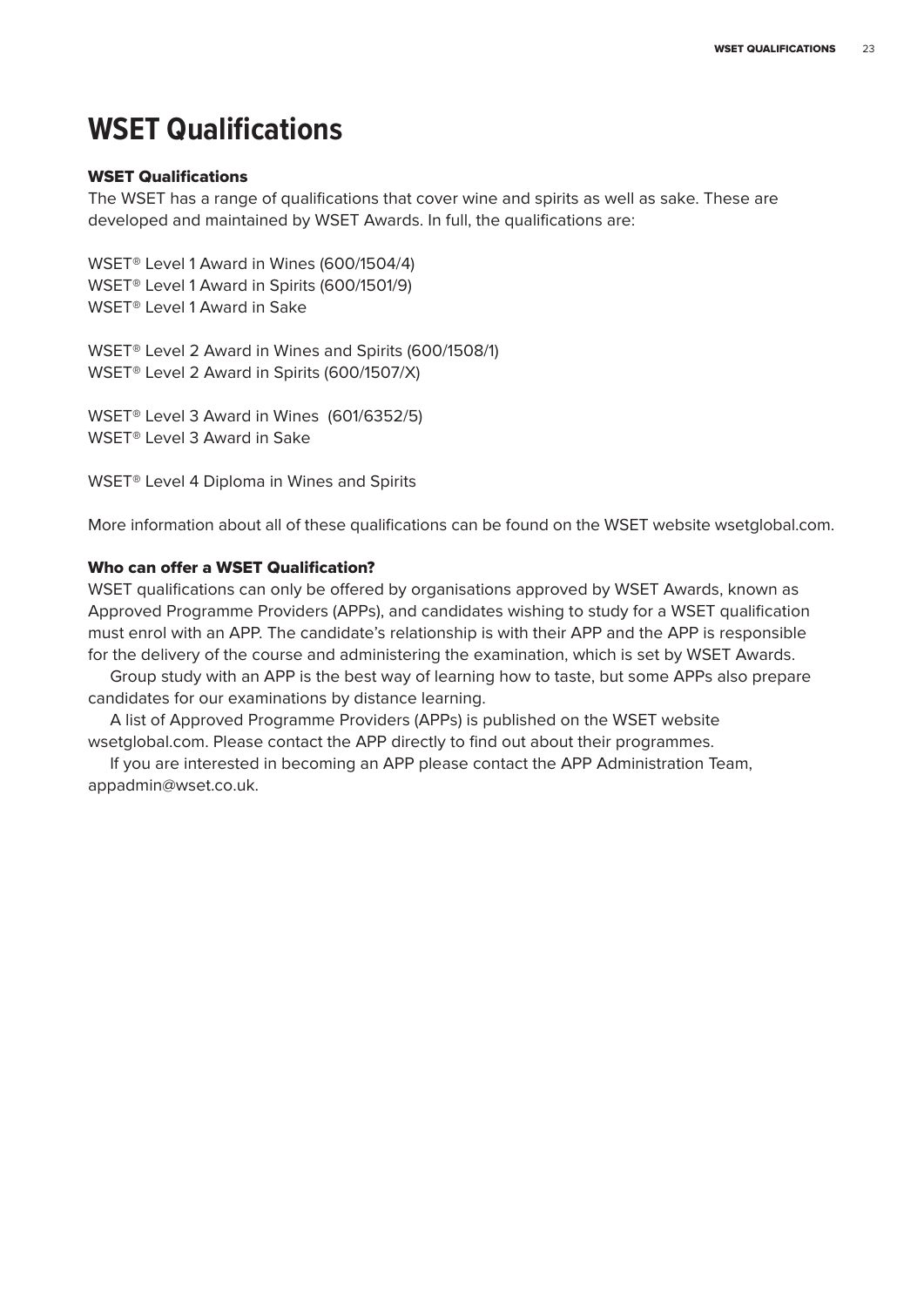# WSET Qualifications

## WSET Qualifications

The WSET has a range of qualifications that cover wine and spirits as well as sake. These are developed and maintained by WSET Awards. In full, the qualifications are:

WSET® Level 1 Award in Wines (600/1504/4)
WSET® Level 1 Award in Spirits (600/1501/9)
WSET® Level 1 Award in Sake

WSET® Level 2 Award in Wines and Spirits (600/1508/1)
WSET® Level 2 Award in Spirits (600/1507/X)

WSET® Level 3 Award in Wines (601/6352/5)
WSET® Level 3 Award in Sake

WSET® Level 4 Diploma in Wines and Spirits

More information about all of these qualifications can be found on the WSET website wsetglobal.com.

## Who can offer a WSET Qualification?

WSET qualifications can only be offered by organisations approved by WSET Awards, known as Approved Programme Providers (APPs), and candidates wishing to study for a WSET qualification must enrol with an APP. The candidate's relationship is with their APP and the APP is responsible for the delivery of the course and administering the examination, which is set by WSET Awards.

Group study with an APP is the best way of learning how to taste, but some APPs also prepare candidates for our examinations by distance learning.

A list of Approved Programme Providers (APPs) is published on the WSET website wsetglobal.com. Please contact the APP directly to find out about their programmes.

If you are interested in becoming an APP please contact the APP Administration Team, appadmin@wset.co.uk.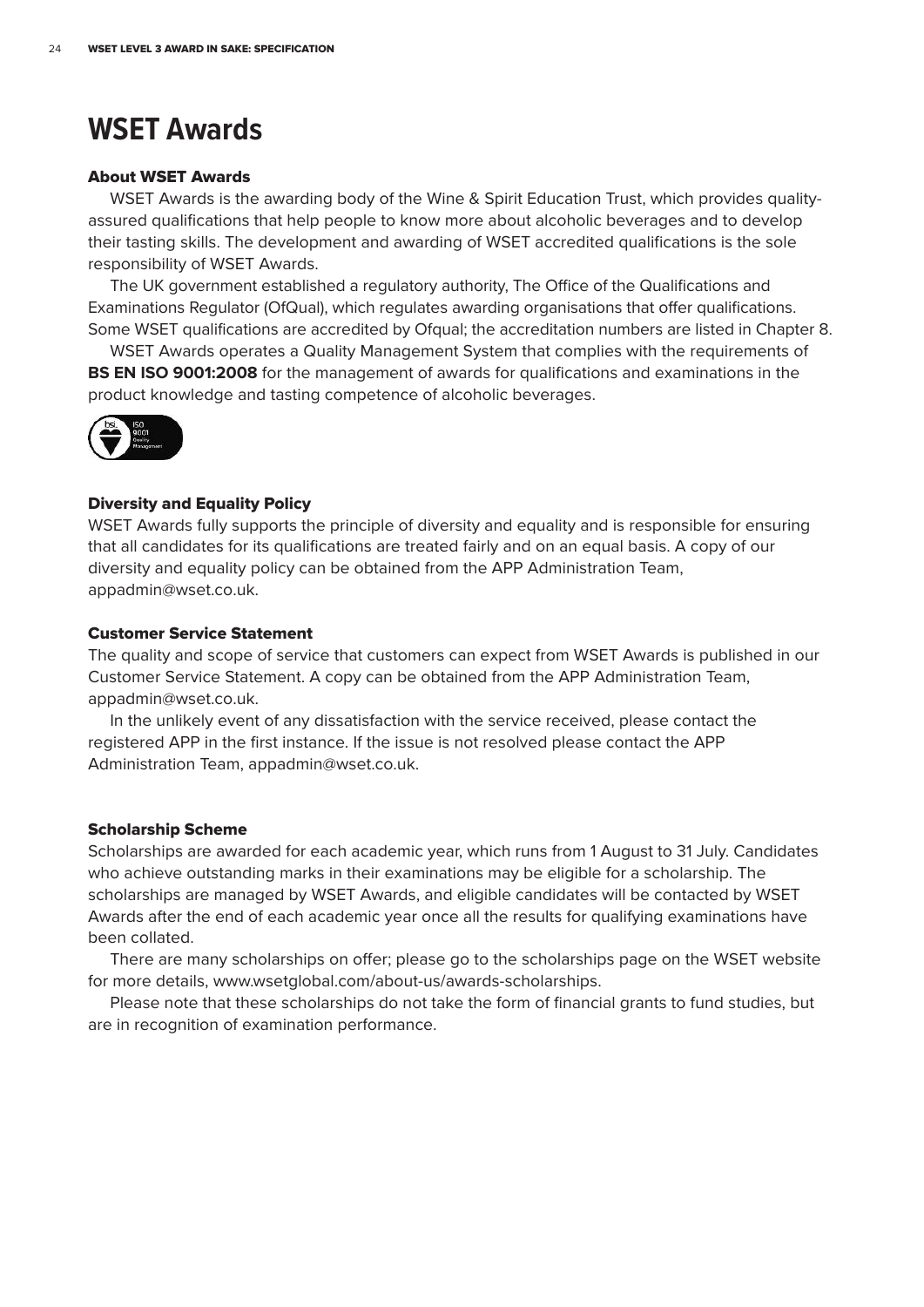# WSET Awards

## About WSET Awards

WSET Awards is the awarding body of the Wine & Spirit Education Trust, which provides quality-assured qualifications that help people to know more about alcoholic beverages and to develop their tasting skills. The development and awarding of WSET accredited qualifications is the sole responsibility of WSET Awards.

The UK government established a regulatory authority, The Office of the Qualifications and Examinations Regulator (OfQual), which regulates awarding organisations that offer qualifications. Some WSET qualifications are accredited by Ofqual; the accreditation numbers are listed in Chapter 8.

WSET Awards operates a Quality Management System that complies with the requirements of **BS EN ISO 9001:2008** for the management of awards for qualifications and examinations in the product knowledge and tasting competence of alcoholic beverages.

## Diversity and Equality Policy

WSET Awards fully supports the principle of diversity and equality and is responsible for ensuring that all candidates for its qualifications are treated fairly and on an equal basis. A copy of our diversity and equality policy can be obtained from the APP Administration Team, appadmin@wset.co.uk.

## Customer Service Statement

The quality and scope of service that customers can expect from WSET Awards is published in our Customer Service Statement. A copy can be obtained from the APP Administration Team, appadmin@wset.co.uk.

In the unlikely event of any dissatisfaction with the service received, please contact the registered APP in the first instance. If the issue is not resolved please contact the APP Administration Team, appadmin@wset.co.uk.

## Scholarship Scheme

Scholarships are awarded for each academic year, which runs from 1 August to 31 July. Candidates who achieve outstanding marks in their examinations may be eligible for a scholarship. The scholarships are managed by WSET Awards, and eligible candidates will be contacted by WSET Awards after the end of each academic year once all the results for qualifying examinations have been collated.

There are many scholarships on offer; please go to the scholarships page on the WSET website for more details, www.wsetglobal.com/about-us/awards-scholarships.

Please note that these scholarships do not take the form of financial grants to fund studies, but are in recognition of examination performance.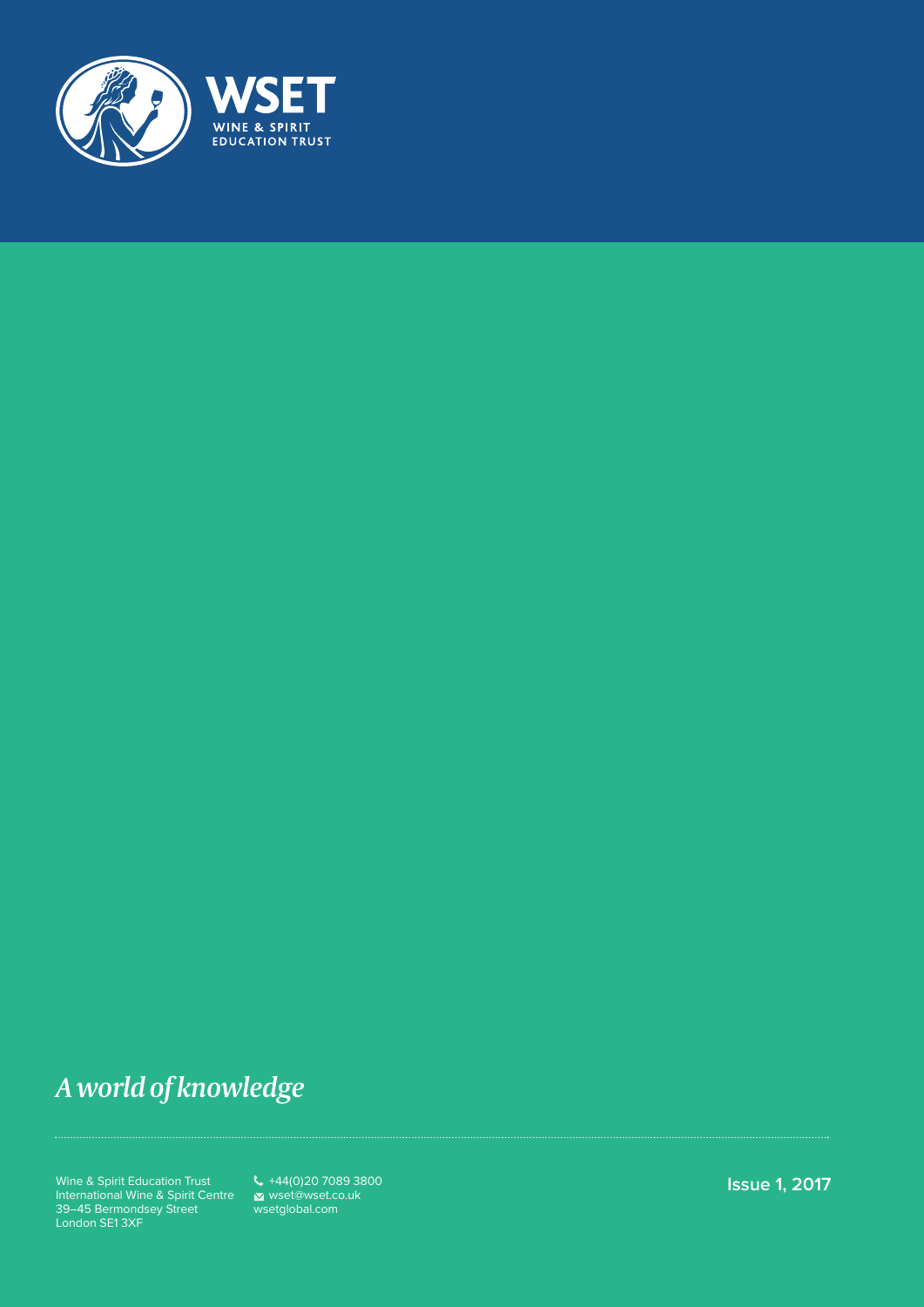**WSET**
WINE & SPIRIT
EDUCATION TRUST

*A world of knowledge*

Wine & Spirit Education Trust
International Wine & Spirit Centre
39–45 Bermondsey Street
London SE1 3XF

+44(0)20 7089 3800
wset@wset.co.uk
wsetglobal.com

**Issue 1, 2017**